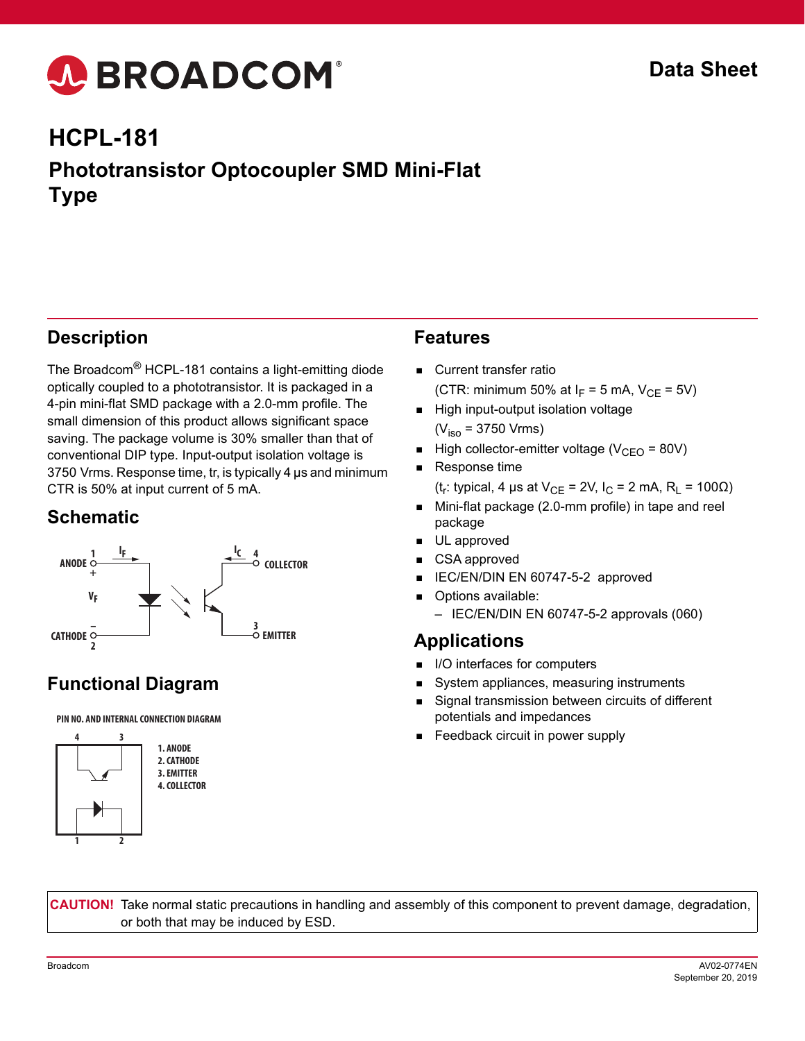# HCPL-181

## Phototransistor Optocoupler SMD Mini-Flat Type

Data Sheet

## Description

The Broadcom® HCPL-181 contains a light-emitting diode optically coupled to a phototransistor. It is packaged in a 4-pin mini-flat SMD package with a 2.0-mm profile. The small dimension of this product allows significant space saving. The package volume is 30% smaller than that of conventional DIP type. Input-output isolation voltage is 3750 Vrms. Response time, tr, is typically 4 µs and minimum CTR is 50% at input current of 5 mA.

## Schematic

1 ANODE +, $I_F$, $V_F$, – CATHODE 2, $I_C$ 4 COLLECTOR, 3 EMITTER

## Functional Diagram

PIN NO. AND INTERNAL CONNECTION DIAGRAM

1. ANODE
2. CATHODE
3. EMITTER
4. COLLECTOR

## Features

- Current transfer ratio
  (CTR: minimum 50% at $I_F$ = 5 mA, $V_{CE}$ = 5V)
- High input-output isolation voltage
  ($V_{iso}$ = 3750 Vrms)
- High collector-emitter voltage ($V_{CEO}$ = 80V)
- Response time
  ($t_r$: typical, 4 µs at $V_{CE}$ = 2V, $I_C$ = 2 mA, $R_L$ = 100Ω)
- Mini-flat package (2.0-mm profile) in tape and reel package
- UL approved
- CSA approved
- IEC/EN/DIN EN 60747-5-2 approved
- Options available:
  - IEC/EN/DIN EN 60747-5-2 approvals (060)

## Applications

- I/O interfaces for computers
- System appliances, measuring instruments
- Signal transmission between circuits of different potentials and impedances
- Feedback circuit in power supply

**CAUTION!** Take normal static precautions in handling and assembly of this component to prevent damage, degradation, or both that may be induced by ESD.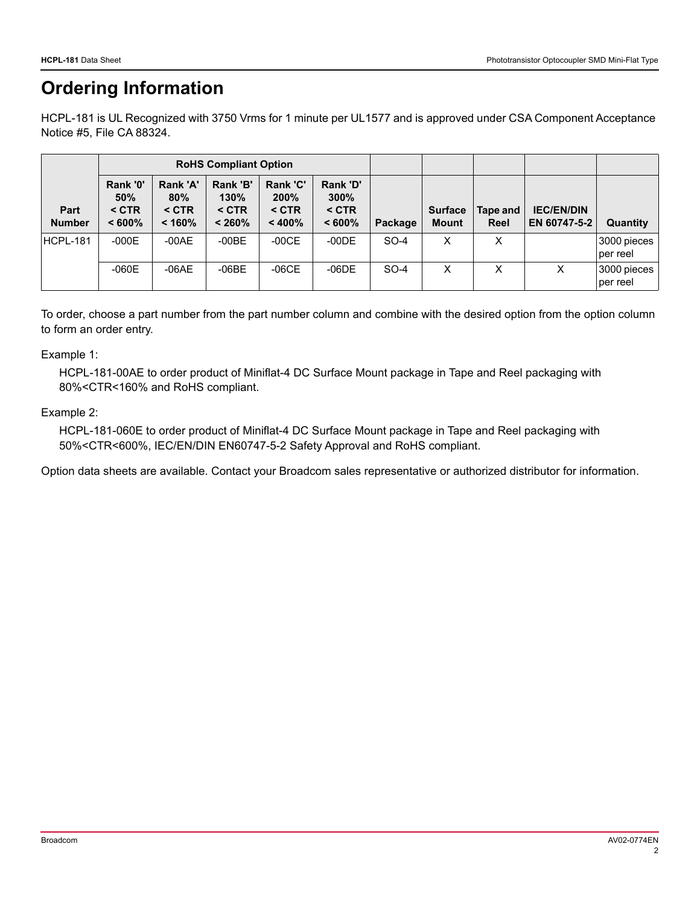# Ordering Information

HCPL-181 is UL Recognized with 3750 Vrms for 1 minute per UL1577 and is approved under CSA Component Acceptance Notice #5, File CA 88324.

| Part Number | RoHS Compliant Option | | | | | | | | | |
|---|---|---|---|---|---|---|---|---|---|---|
| | Rank '0' 50% < CTR < 600% | Rank 'A' 80% < CTR < 160% | Rank 'B' 130% < CTR < 260% | Rank 'C' 200% < CTR < 400% | Rank 'D' 300% < CTR < 600% | Package | Surface Mount | Tape and Reel | IEC/EN/DIN EN 60747-5-2 | Quantity |
| HCPL-181 | -000E | -00AE | -00BE | -00CE | -00DE | SO-4 | X | X | | 3000 pieces per reel |
| | -060E | -06AE | -06BE | -06CE | -06DE | SO-4 | X | X | X | 3000 pieces per reel |

To order, choose a part number from the part number column and combine with the desired option from the option column to form an order entry.

Example 1:

HCPL-181-00AE to order product of Miniflat-4 DC Surface Mount package in Tape and Reel packaging with 80%<CTR<160% and RoHS compliant.

Example 2:

HCPL-181-060E to order product of Miniflat-4 DC Surface Mount package in Tape and Reel packaging with 50%<CTR<600%, IEC/EN/DIN EN60747-5-2 Safety Approval and RoHS compliant.

Option data sheets are available. Contact your Broadcom sales representative or authorized distributor for information.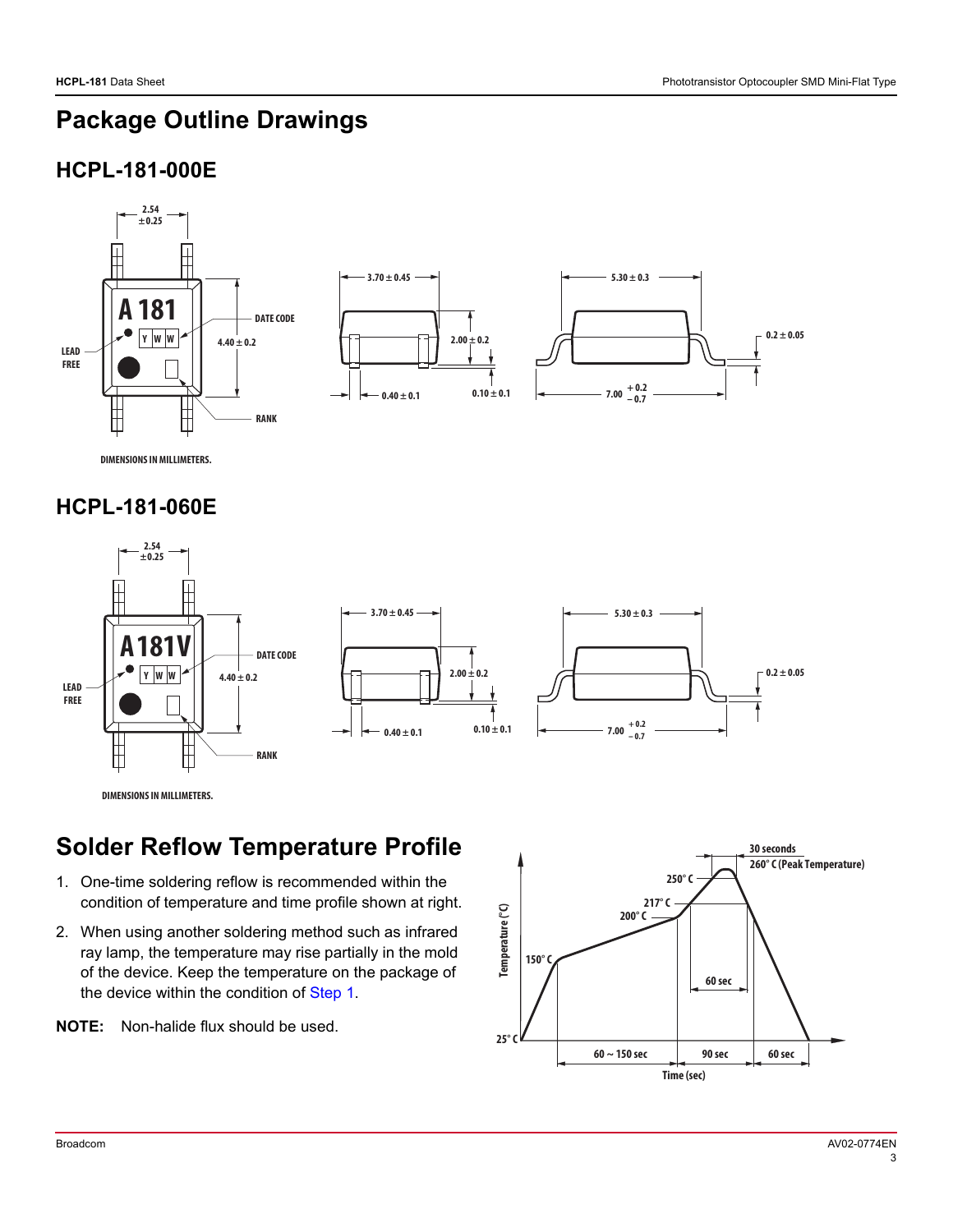# Package Outline Drawings

## HCPL-181-000E

DIMENSIONS IN MILLIMETERS.

## HCPL-181-060E

DIMENSIONS IN MILLIMETERS.

# Solder Reflow Temperature Profile

1. One-time soldering reflow is recommended within the condition of temperature and time profile shown at right.
2. When using another soldering method such as infrared ray lamp, the temperature may rise partially in the mold of the device. Keep the temperature on the package of the device within the condition of Step 1.

**NOTE:** Non-halide flux should be used.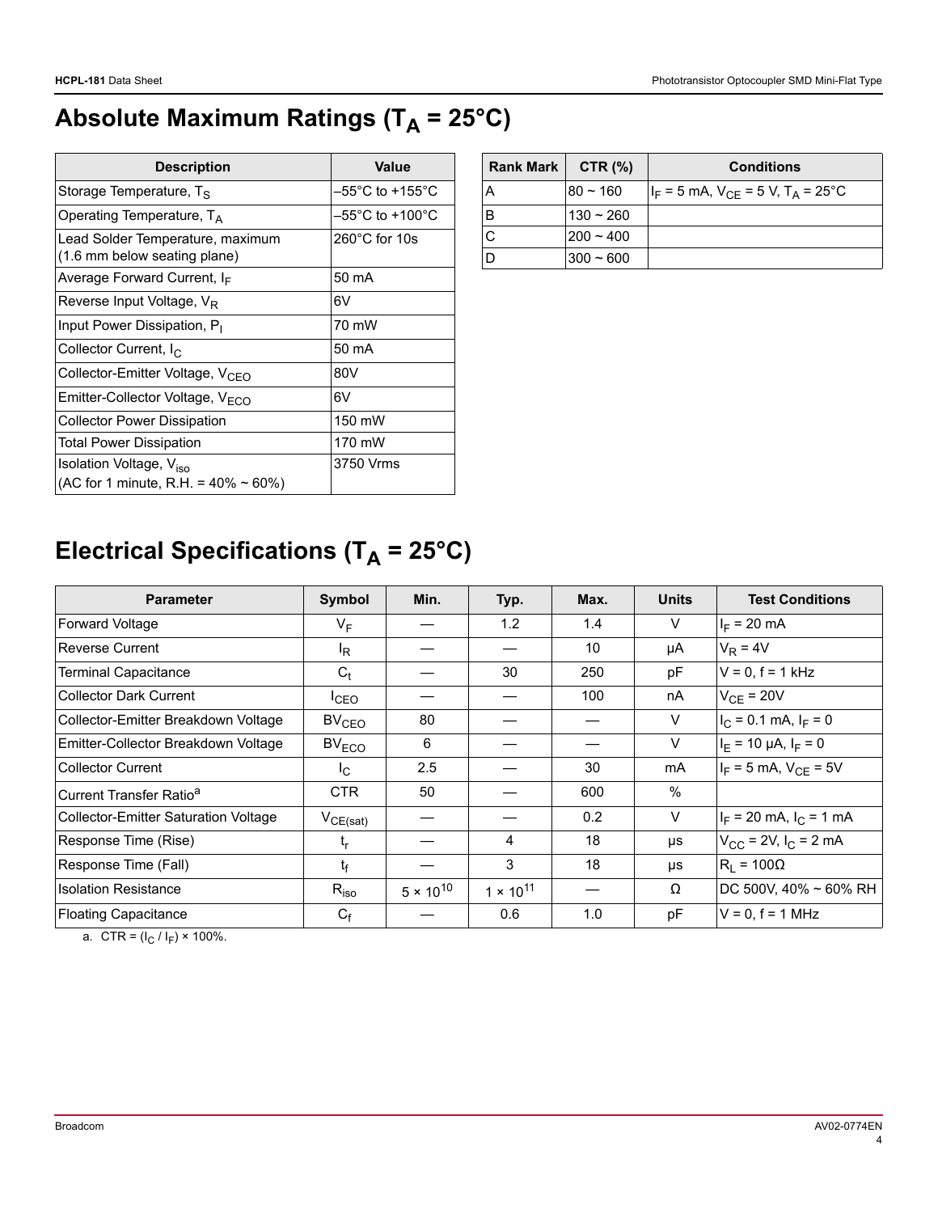## Absolute Maximum Ratings ($T_A$ = 25°C)

| Description | Value |
|---|---|
| Storage Temperature, $T_S$ | –55°C to +155°C |
| Operating Temperature, $T_A$ | –55°C to +100°C |
| Lead Solder Temperature, maximum (1.6 mm below seating plane) | 260°C for 10s |
| Average Forward Current, $I_F$ | 50 mA |
| Reverse Input Voltage, $V_R$ | 6V |
| Input Power Dissipation, $P_I$ | 70 mW |
| Collector Current, $I_C$ | 50 mA |
| Collector-Emitter Voltage, $V_{CEO}$ | 80V |
| Emitter-Collector Voltage, $V_{ECO}$ | 6V |
| Collector Power Dissipation | 150 mW |
| Total Power Dissipation | 170 mW |
| Isolation Voltage, $V_{iso}$ (AC for 1 minute, R.H. = 40% ~ 60%) | 3750 Vrms |

| Rank Mark | CTR (%) | Conditions |
|---|---|---|
| A | 80 ~ 160 | $I_F$ = 5 mA, $V_{CE}$ = 5 V, $T_A$ = 25°C |
| B | 130 ~ 260 | |
| C | 200 ~ 400 | |
| D | 300 ~ 600 | |

## Electrical Specifications ($T_A$ = 25°C)

| Parameter | Symbol | Min. | Typ. | Max. | Units | Test Conditions |
|---|---|---|---|---|---|---|
| Forward Voltage | $V_F$ | — | 1.2 | 1.4 | V | $I_F$ = 20 mA |
| Reverse Current | $I_R$ | — | — | 10 | μA | $V_R$ = 4V |
| Terminal Capacitance | $C_t$ | — | 30 | 250 | pF | V = 0, f = 1 kHz |
| Collector Dark Current | $I_{CEO}$ | — | — | 100 | nA | $V_{CE}$ = 20V |
| Collector-Emitter Breakdown Voltage | $BV_{CEO}$ | 80 | — | — | V | $I_C$ = 0.1 mA, $I_F$ = 0 |
| Emitter-Collector Breakdown Voltage | $BV_{ECO}$ | 6 | — | — | V | $I_E$ = 10 μA, $I_F$ = 0 |
| Collector Current | $I_C$ | 2.5 | — | 30 | mA | $I_F$ = 5 mA, $V_{CE}$ = 5V |
| Current Transfer Ratio[a] | CTR | 50 | — | 600 | % | |
| Collector-Emitter Saturation Voltage | $V_{CE(sat)}$ | — | — | 0.2 | V | $I_F$ = 20 mA, $I_C$ = 1 mA |
| Response Time (Rise) | $t_r$ | — | 4 | 18 | μs | $V_{CC}$ = 2V, $I_C$ = 2 mA |
| Response Time (Fall) | $t_f$ | — | 3 | 18 | μs | $R_L$ = 100Ω |
| Isolation Resistance | $R_{iso}$ | $5 \times 10^{10}$ | $1 \times 10^{11}$ | — | Ω | DC 500V, 40% ~ 60% RH |
| Floating Capacitance | $C_f$ | — | 0.6 | 1.0 | pF | V = 0, f = 1 MHz |

a. CTR = ($I_C$ / $I_F$) × 100%.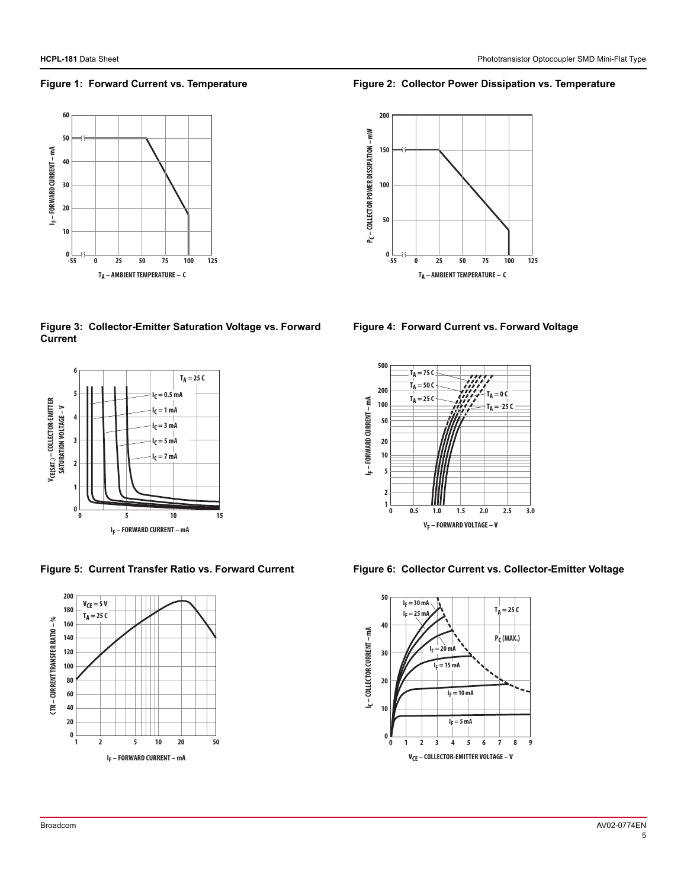**Figure 1: Forward Current vs. Temperature**

**Figure 2: Collector Power Dissipation vs. Temperature**

**Figure 3: Collector-Emitter Saturation Voltage vs. Forward Current**

**Figure 4: Forward Current vs. Forward Voltage**

**Figure 5: Current Transfer Ratio vs. Forward Current**

**Figure 6: Collector Current vs. Collector-Emitter Voltage**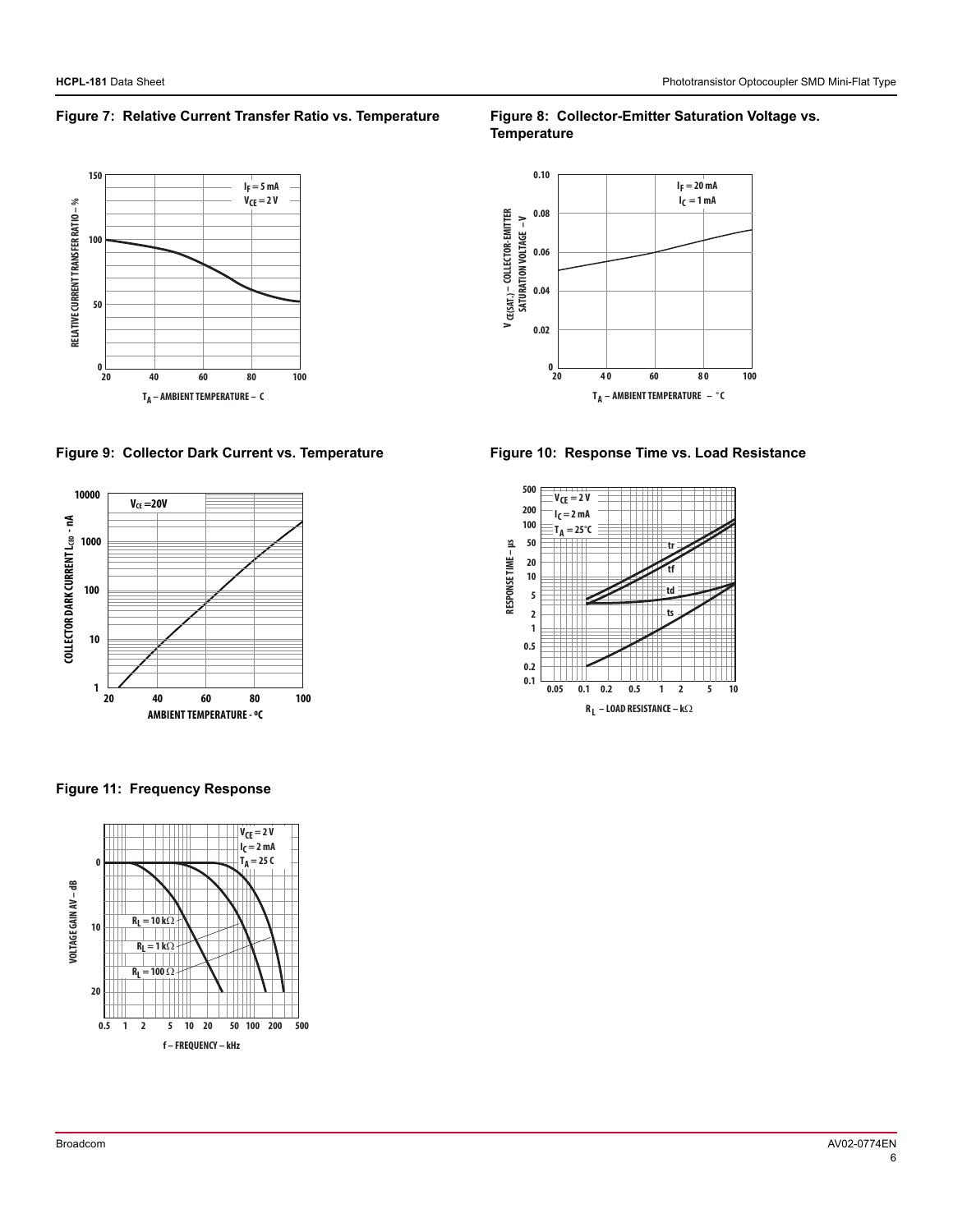### Figure 7: Relative Current Transfer Ratio vs. Temperature

### Figure 8: Collector-Emitter Saturation Voltage vs. Temperature

### Figure 9: Collector Dark Current vs. Temperature

### Figure 10: Response Time vs. Load Resistance

### Figure 11: Frequency Response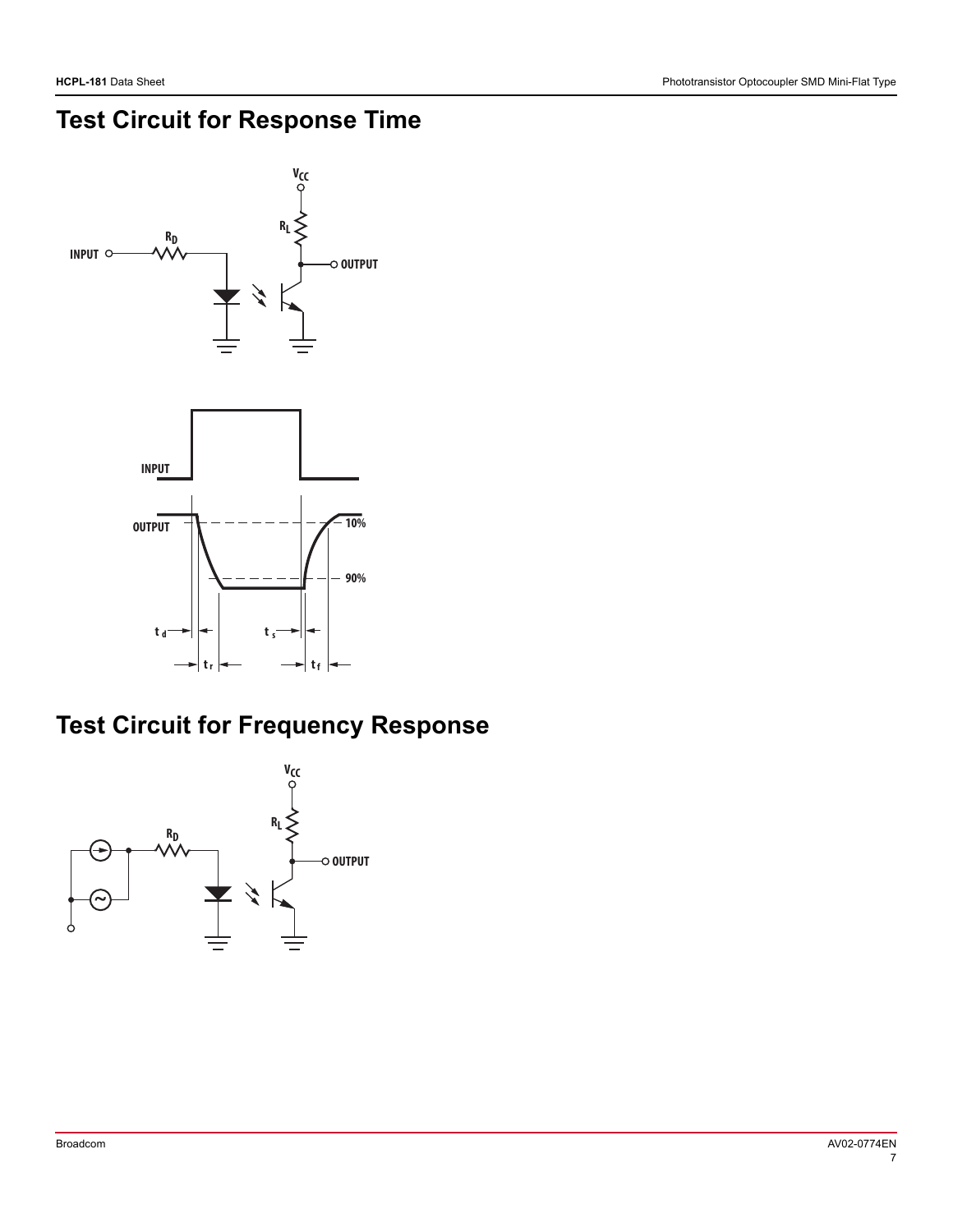# Test Circuit for Response Time

# Test Circuit for Frequency Response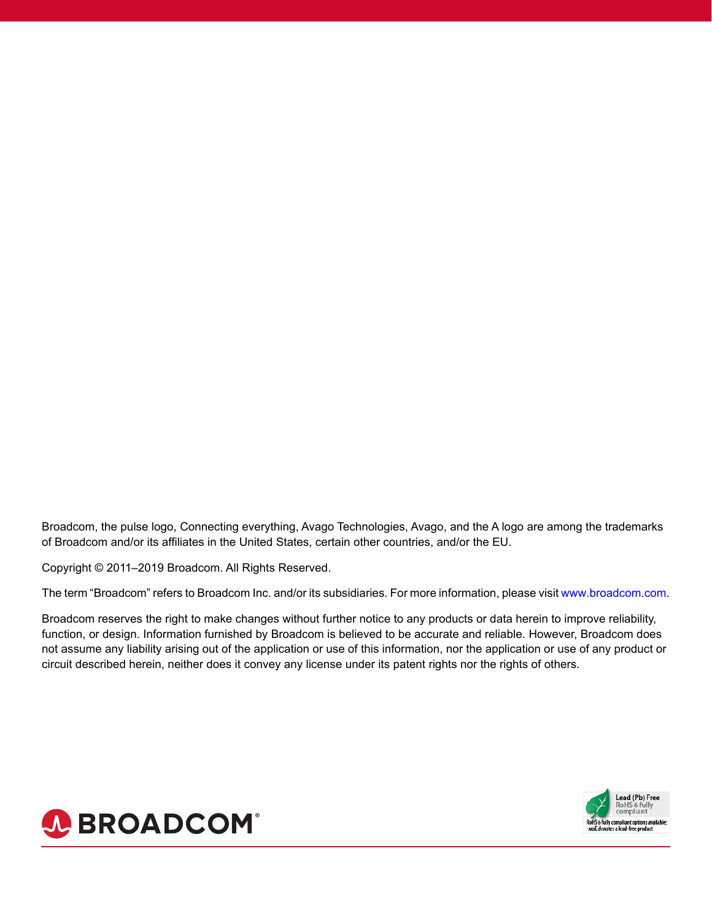Broadcom, the pulse logo, Connecting everything, Avago Technologies, Avago, and the A logo are among the trademarks of Broadcom and/or its affiliates in the United States, certain other countries, and/or the EU.

Copyright © 2011–2019 Broadcom. All Rights Reserved.

The term “Broadcom” refers to Broadcom Inc. and/or its subsidiaries. For more information, please visit www.broadcom.com.

Broadcom reserves the right to make changes without further notice to any products or data herein to improve reliability, function, or design. Information furnished by Broadcom is believed to be accurate and reliable. However, Broadcom does not assume any liability arising out of the application or use of this information, nor the application or use of any product or circuit described herein, neither does it convey any license under its patent rights nor the rights of others.

BROADCOM®

Lead (Pb) Free
RoHS 6 fully compliant

RoHS 6 fully compliant options available;
-xxxE denotes a lead-free product